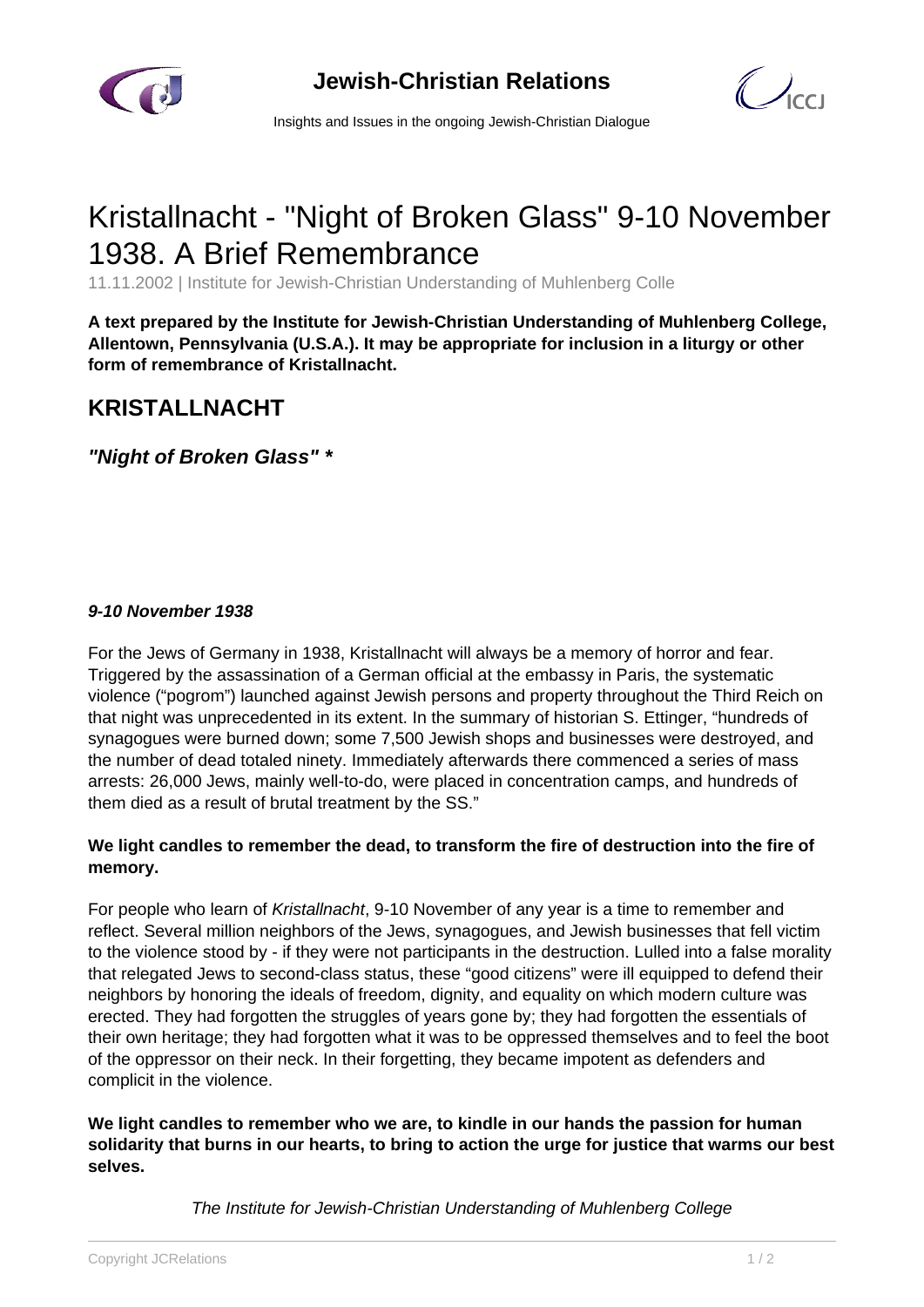# Kristallnacht - "Night of Broken Glass" 9-10 November 1938. A Brief Remembrance

11.11.2002 | Institute for Jewish-Christian Understanding of Muhlenberg Colle

**A text prepared by the Institute for Jewish-Christian Understanding of Muhlenberg College, Allentown, Pennsylvania (U.S.A.). It may be appropriate for inclusion in a liturgy or other form of remembrance of Kristallnacht.**

## KRISTALLNACHT

***"Night of Broken Glass" ****

***9-10 November 1938***

For the Jews of Germany in 1938, Kristallnacht will always be a memory of horror and fear. Triggered by the assassination of a German official at the embassy in Paris, the systematic violence ("pogrom") launched against Jewish persons and property throughout the Third Reich on that night was unprecedented in its extent. In the summary of historian S. Ettinger, "hundreds of synagogues were burned down; some 7,500 Jewish shops and businesses were destroyed, and the number of dead totaled ninety. Immediately afterwards there commenced a series of mass arrests: 26,000 Jews, mainly well-to-do, were placed in concentration camps, and hundreds of them died as a result of brutal treatment by the SS."

**We light candles to remember the dead, to transform the fire of destruction into the fire of memory.**

For people who learn of *Kristallnacht*, 9-10 November of any year is a time to remember and reflect. Several million neighbors of the Jews, synagogues, and Jewish businesses that fell victim to the violence stood by - if they were not participants in the destruction. Lulled into a false morality that relegated Jews to second-class status, these "good citizens" were ill equipped to defend their neighbors by honoring the ideals of freedom, dignity, and equality on which modern culture was erected. They had forgotten the struggles of years gone by; they had forgotten the essentials of their own heritage; they had forgotten what it was to be oppressed themselves and to feel the boot of the oppressor on their neck. In their forgetting, they became impotent as defenders and complicit in the violence.

**We light candles to remember who we are, to kindle in our hands the passion for human solidarity that burns in our hearts, to bring to action the urge for justice that warms our best selves.**

*The Institute for Jewish-Christian Understanding of Muhlenberg College*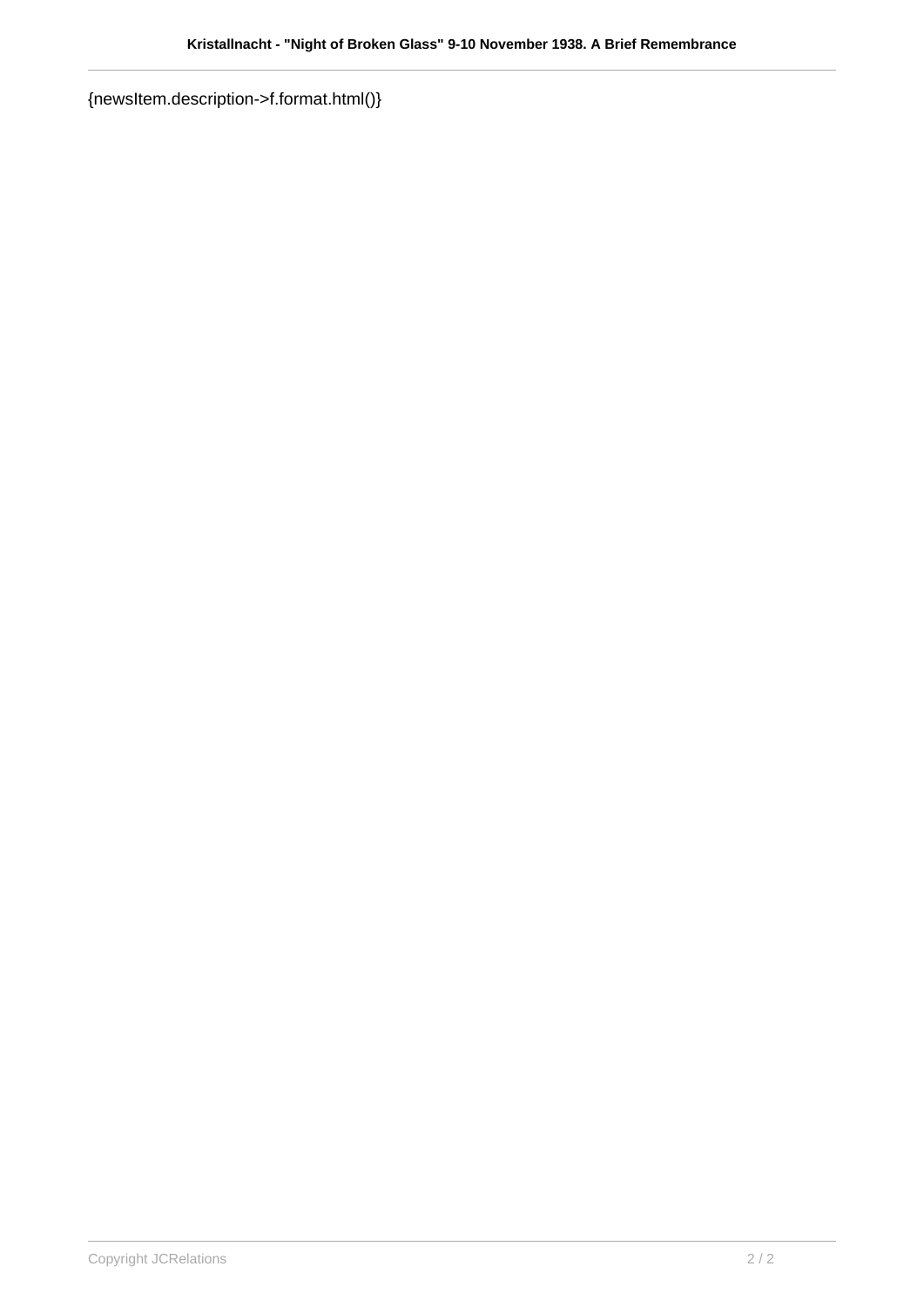{newsItem.description->f.format.html()}